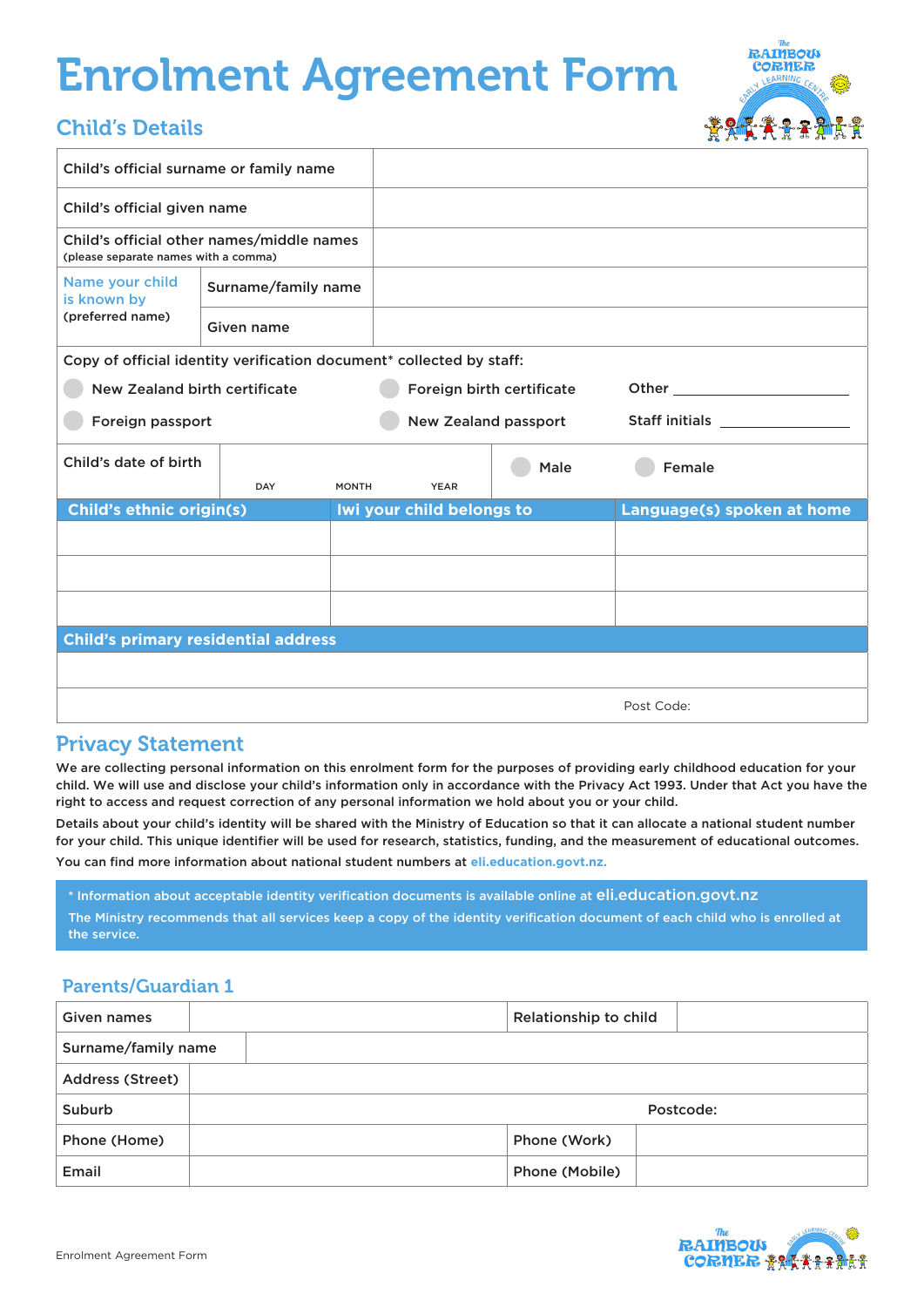# Enrolment Agreement Form

## Child's Details

| | | |
|---|---|---|
| Child's official surname or family name | | |
| Child's official given name | | |
| Child's official other names/middle names (please separate names with a comma) | | |
| Name your child is known by (preferred name) | Surname/family name | |
| | Given name | |

Copy of official identity verification document* collected by staff:

- ○ New Zealand birth certificate
- ○ Foreign birth certificate
- Other ____________
- ○ Foreign passport
- ○ New Zealand passport
- Staff initials ____________

| Child's date of birth | DAY | MONTH | YEAR | ○ Male | ○ Female |
|---|---|---|---|---|---|

| Child's ethnic origin(s) | Iwi your child belongs to | Language(s) spoken at home |
|---|---|---|
| | | |
| | | |
| | | |

| Child's primary residential address |
|---|
| |
| Post Code: |

## Privacy Statement

We are collecting personal information on this enrolment form for the purposes of providing early childhood education for your child. We will use and disclose your child's information only in accordance with the Privacy Act 1993. Under that Act you have the right to access and request correction of any personal information we hold about you or your child.

Details about your child's identity will be shared with the Ministry of Education so that it can allocate a national student number for your child. This unique identifier will be used for research, statistics, funding, and the measurement of educational outcomes.

You can find more information about national student numbers at eli.education.govt.nz.

\* Information about acceptable identity verification documents is available online at eli.education.govt.nz

The Ministry recommends that all services keep a copy of the identity verification document of each child who is enrolled at the service.

## Parents/Guardian 1

| | | | |
|---|---|---|---|
| Given names | | Relationship to child | |
| Surname/family name | | | |
| Address (Street) | | | |
| Suburb | | Postcode: | |
| Phone (Home) | | Phone (Work) | |
| Email | | Phone (Mobile) | |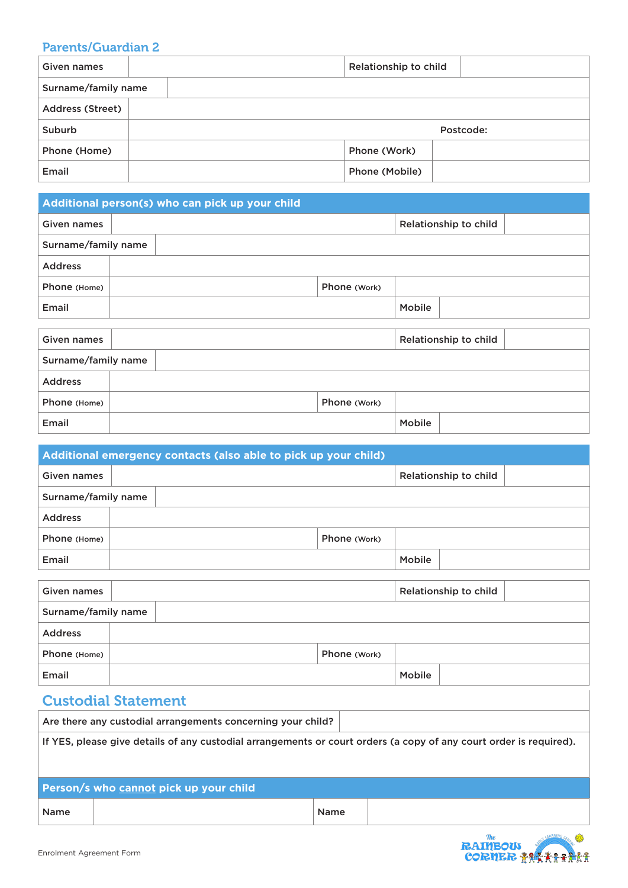## Parents/Guardian 2

| Given names | | Relationship to child | |
|---|---|---|---|
| Surname/family name | | | |
| Address (Street) | | | |
| Suburb | | Postcode: | |
| Phone (Home) | | Phone (Work) | |
| Email | | Phone (Mobile) | |

## Additional person(s) who can pick up your child

| Given names | | Relationship to child | |
|---|---|---|---|
| Surname/family name | | | |
| Address | | | |
| Phone (Home) | | Phone (Work) | |
| Email | | Mobile | |

| Given names | | Relationship to child | |
|---|---|---|---|
| Surname/family name | | | |
| Address | | | |
| Phone (Home) | | Phone (Work) | |
| Email | | Mobile | |

## Additional emergency contacts (also able to pick up your child)

| Given names | | Relationship to child | |
|---|---|---|---|
| Surname/family name | | | |
| Address | | | |
| Phone (Home) | | Phone (Work) | |
| Email | | Mobile | |

| Given names | | Relationship to child | |
|---|---|---|---|
| Surname/family name | | | |
| Address | | | |
| Phone (Home) | | Phone (Work) | |
| Email | | Mobile | |

## Custodial Statement

| Are there any custodial arrangements concerning your child? | |
|---|---|
| If YES, please give details of any custodial arrangements or court orders (a copy of any court order is required). | |

## Person/s who cannot pick up your child

| Name | | Name | |
|---|---|---|---|

Enrolment Agreement Form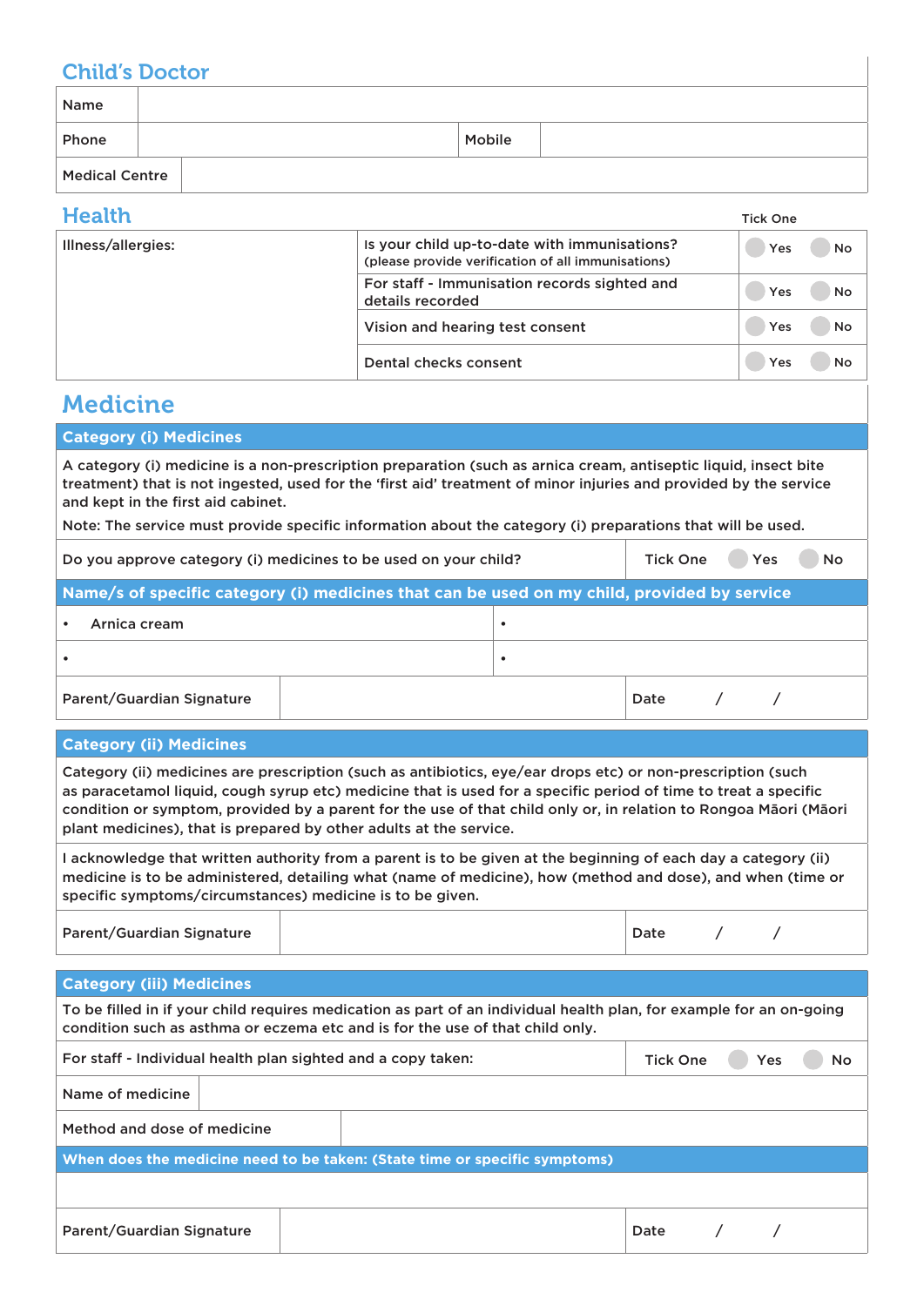## Child's Doctor

| Name | | | |
|---|---|---|---|
| Phone | | Mobile | |
| Medical Centre | | | |

## Health

| Illness/allergies: | | Tick One |
|---|---|---|
| | Is your child up-to-date with immunisations? (please provide verification of all immunisations) | Yes No |
| | For staff - Immunisation records sighted and details recorded | Yes No |
| | Vision and hearing test consent | Yes No |
| | Dental checks consent | Yes No |

## Medicine

### Category (i) Medicines

A category (i) medicine is a non-prescription preparation (such as arnica cream, antiseptic liquid, insect bite treatment) that is not ingested, used for the 'first aid' treatment of minor injuries and provided by the service and kept in the first aid cabinet.

Note: The service must provide specific information about the category (i) preparations that will be used.

| Do you approve category (i) medicines to be used on your child? | Tick One Yes No |
|---|---|

**Name/s of specific category (i) medicines that can be used on my child, provided by service**

| | |
|---|---|
| • Arnica cream | • |
| • | • |

| Parent/Guardian Signature | | Date / / |
|---|---|---|

### Category (ii) Medicines

Category (ii) medicines are prescription (such as antibiotics, eye/ear drops etc) or non-prescription (such as paracetamol liquid, cough syrup etc) medicine that is used for a specific period of time to treat a specific condition or symptom, provided by a parent for the use of that child only or, in relation to Rongoa Māori (Māori plant medicines), that is prepared by other adults at the service.

I acknowledge that written authority from a parent is to be given at the beginning of each day a category (ii) medicine is to be administered, detailing what (name of medicine), how (method and dose), and when (time or specific symptoms/circumstances) medicine is to be given.

| Parent/Guardian Signature | | Date / / |
|---|---|---|

### Category (iii) Medicines

To be filled in if your child requires medication as part of an individual health plan, for example for an on-going condition such as asthma or eczema etc and is for the use of that child only.

| For staff - Individual health plan sighted and a copy taken: | Tick One Yes No |
|---|---|
| Name of medicine | |
| Method and dose of medicine | |

**When does the medicine need to be taken: (State time or specific symptoms)**

| Parent/Guardian Signature | | Date / / |
|---|---|---|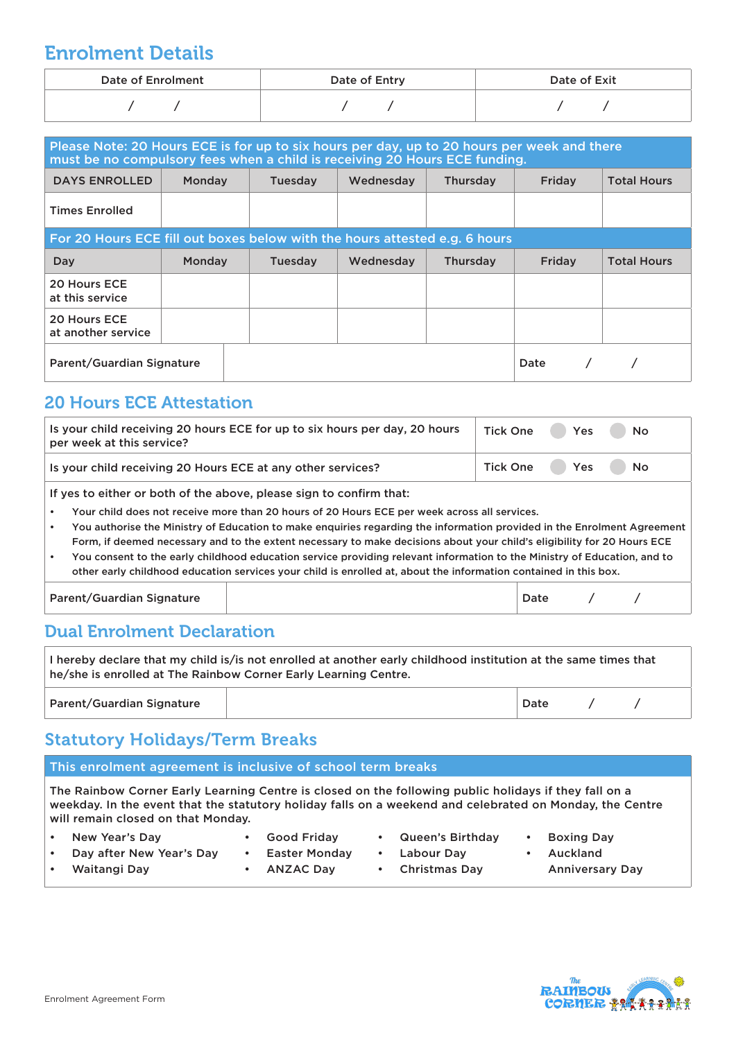## Enrolment Details

| Date of Enrolment | Date of Entry | Date of Exit |
|---|---|---|
| / / | / / | / / |

| Please Note: 20 Hours ECE is for up to six hours per day, up to 20 hours per week and there must be no compulsory fees when a child is receiving 20 Hours ECE funding. | | | | | | |
|---|---|---|---|---|---|---|
| DAYS ENROLLED | Monday | Tuesday | Wednesday | Thursday | Friday | Total Hours |
| Times Enrolled | | | | | | |
| For 20 Hours ECE fill out boxes below with the hours attested e.g. 6 hours | | | | | | |
| Day | Monday | Tuesday | Wednesday | Thursday | Friday | Total Hours |
| 20 Hours ECE at this service | | | | | | |
| 20 Hours ECE at another service | | | | | | |
| Parent/Guardian Signature | | | | | Date / / | |

## 20 Hours ECE Attestation

| | |
|---|---|
| Is your child receiving 20 hours ECE for up to six hours per day, 20 hours per week at this service? | Tick One ○ Yes ○ No |
| Is your child receiving 20 Hours ECE at any other services? | Tick One ○ Yes ○ No |

If yes to either or both of the above, please sign to confirm that:

- Your child does not receive more than 20 hours of 20 Hours ECE per week across all services.
- You authorise the Ministry of Education to make enquiries regarding the information provided in the Enrolment Agreement Form, if deemed necessary and to the extent necessary to make decisions about your child's eligibility for 20 Hours ECE
- You consent to the early childhood education service providing relevant information to the Ministry of Education, and to other early childhood education services your child is enrolled at, about the information contained in this box.

| Parent/Guardian Signature | | Date / / |
|---|---|---|

## Dual Enrolment Declaration

I hereby declare that my child is/is not enrolled at another early childhood institution at the same times that he/she is enrolled at The Rainbow Corner Early Learning Centre.

| Parent/Guardian Signature | | Date / / |
|---|---|---|

## Statutory Holidays/Term Breaks

**This enrolment agreement is inclusive of school term breaks**

The Rainbow Corner Early Learning Centre is closed on the following public holidays if they fall on a weekday. In the event that the statutory holiday falls on a weekend and celebrated on Monday, the Centre will remain closed on that Monday.

- New Year's Day
- Day after New Year's Day
- Waitangi Day
- Good Friday
- Easter Monday
- ANZAC Day
- Queen's Birthday
- Labour Day
- Christmas Day
- Boxing Day
- Auckland Anniversary Day

Enrolment Agreement Form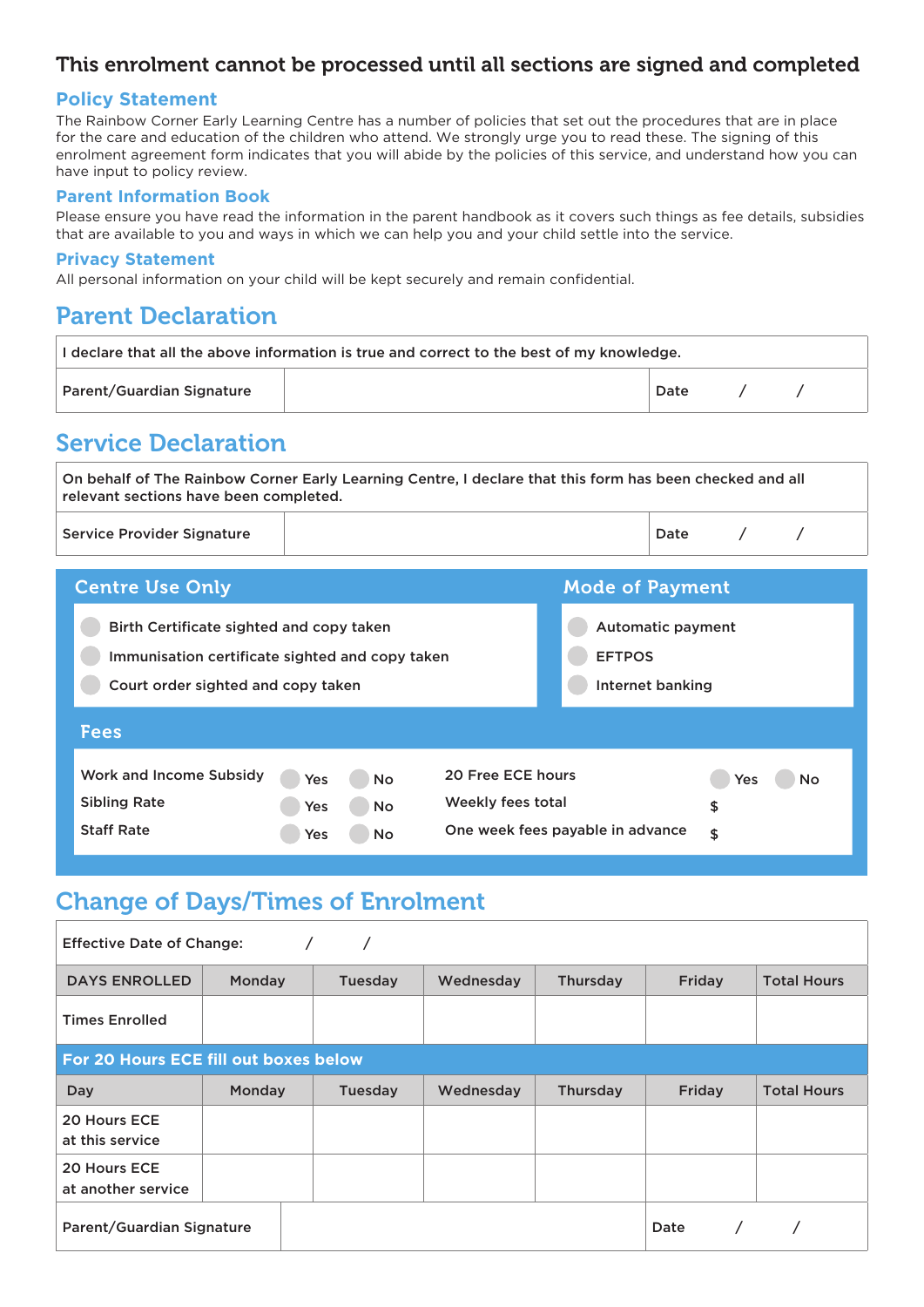## This enrolment cannot be processed until all sections are signed and completed

### Policy Statement

The Rainbow Corner Early Learning Centre has a number of policies that set out the procedures that are in place for the care and education of the children who attend. We strongly urge you to read these. The signing of this enrolment agreement form indicates that you will abide by the policies of this service, and understand how you can have input to policy review.

### Parent Information Book

Please ensure you have read the information in the parent handbook as it covers such things as fee details, subsidies that are available to you and ways in which we can help you and your child settle into the service.

### Privacy Statement

All personal information on your child will be kept securely and remain confidential.

## Parent Declaration

| I declare that all the above information is true and correct to the best of my knowledge. | | |
|---|---|---|
| Parent/Guardian Signature | | Date / / |

## Service Declaration

| On behalf of The Rainbow Corner Early Learning Centre, I declare that this form has been checked and all relevant sections have been completed. | | |
|---|---|---|
| Service Provider Signature | | Date / / |

### Centre Use Only

- ◯ Birth Certificate sighted and copy taken
- ◯ Immunisation certificate sighted and copy taken
- ◯ Court order sighted and copy taken

### Mode of Payment

- ◯ Automatic payment
- ◯ EFTPOS
- ◯ Internet banking

### Fees

| | | | | | |
|---|---|---|---|---|---|
| Work and Income Subsidy | ◯ Yes | ◯ No | 20 Free ECE hours | ◯ Yes | ◯ No |
| Sibling Rate | ◯ Yes | ◯ No | Weekly fees total | $ | |
| Staff Rate | ◯ Yes | ◯ No | One week fees payable in advance | $ | |

## Change of Days/Times of Enrolment

Effective Date of Change: / /

| DAYS ENROLLED | Monday | Tuesday | Wednesday | Thursday | Friday | Total Hours |
|---|---|---|---|---|---|---|
| Times Enrolled | | | | | | |
| **For 20 Hours ECE fill out boxes below** | | | | | | |
| Day | Monday | Tuesday | Wednesday | Thursday | Friday | Total Hours |
| 20 Hours ECE at this service | | | | | | |
| 20 Hours ECE at another service | | | | | | |

| Parent/Guardian Signature | | Date / / |
|---|---|---|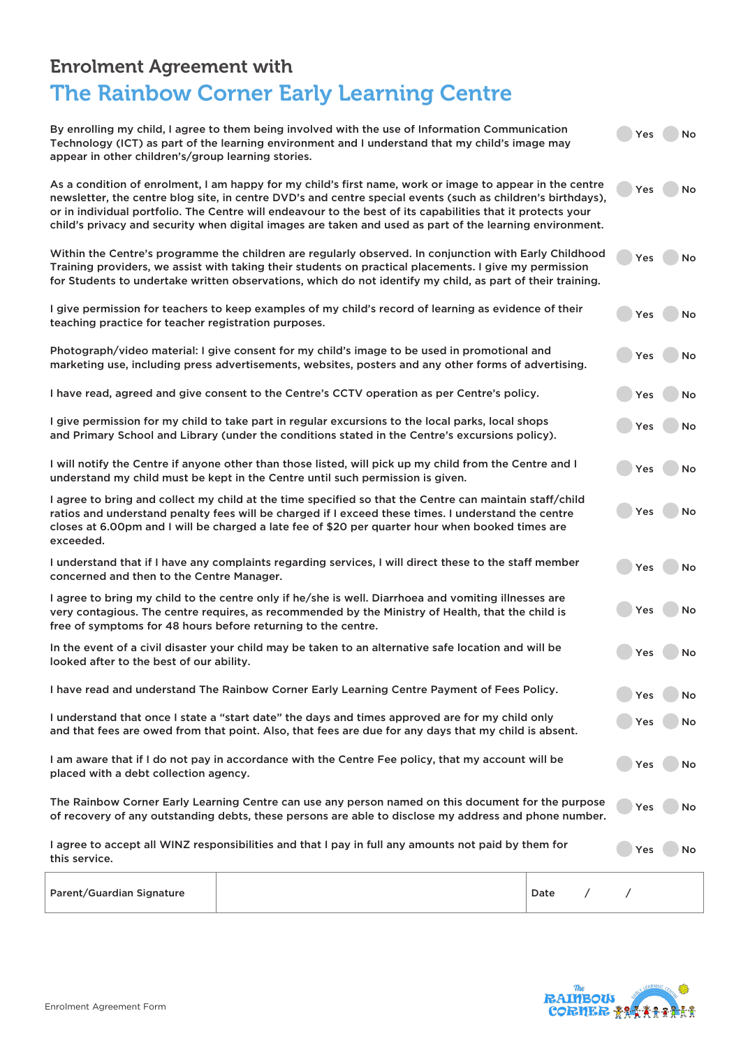# Enrolment Agreement with
# The Rainbow Corner Early Learning Centre

| | | |
|---|---|---|
| By enrolling my child, I agree to them being involved with the use of Information Communication Technology (ICT) as part of the learning environment and I understand that my child's image may appear in other children's/group learning stories. | Yes | No |
| As a condition of enrolment, I am happy for my child's first name, work or image to appear in the centre newsletter, the centre blog site, in centre DVD's and centre special events (such as children's birthdays), or in individual portfolio. The Centre will endeavour to the best of its capabilities that it protects your child's privacy and security when digital images are taken and used as part of the learning environment. | Yes | No |
| Within the Centre's programme the children are regularly observed. In conjunction with Early Childhood Training providers, we assist with taking their students on practical placements. I give my permission for Students to undertake written observations, which do not identify my child, as part of their training. | Yes | No |
| I give permission for teachers to keep examples of my child's record of learning as evidence of their teaching practice for teacher registration purposes. | Yes | No |
| Photograph/video material: I give consent for my child's image to be used in promotional and marketing use, including press advertisements, websites, posters and any other forms of advertising. | Yes | No |
| I have read, agreed and give consent to the Centre's CCTV operation as per Centre's policy. | Yes | No |
| I give permission for my child to take part in regular excursions to the local parks, local shops and Primary School and Library (under the conditions stated in the Centre's excursions policy). | Yes | No |
| I will notify the Centre if anyone other than those listed, will pick up my child from the Centre and I understand my child must be kept in the Centre until such permission is given. | Yes | No |
| I agree to bring and collect my child at the time specified so that the Centre can maintain staff/child ratios and understand penalty fees will be charged if I exceed these times. I understand the centre closes at 6.00pm and I will be charged a late fee of $20 per quarter hour when booked times are exceeded. | Yes | No |
| I understand that if I have any complaints regarding services, I will direct these to the staff member concerned and then to the Centre Manager. | Yes | No |
| I agree to bring my child to the centre only if he/she is well. Diarrhoea and vomiting illnesses are very contagious. The centre requires, as recommended by the Ministry of Health, that the child is free of symptoms for 48 hours before returning to the centre. | Yes | No |
| In the event of a civil disaster your child may be taken to an alternative safe location and will be looked after to the best of our ability. | Yes | No |
| I have read and understand The Rainbow Corner Early Learning Centre Payment of Fees Policy. | Yes | No |
| I understand that once I state a "start date" the days and times approved are for my child only and that fees are owed from that point. Also, that fees are due for any days that my child is absent. | Yes | No |
| I am aware that if I do not pay in accordance with the Centre Fee policy, that my account will be placed with a debt collection agency. | Yes | No |
| The Rainbow Corner Early Learning Centre can use any person named on this document for the purpose of recovery of any outstanding debts, these persons are able to disclose my address and phone number. | Yes | No |
| I agree to accept all WINZ responsibilities and that I pay in full any amounts not paid by them for this service. | Yes | No |

| | | |
|---|---|---|
| Parent/Guardian Signature | | Date / / |

Enrolment Agreement Form